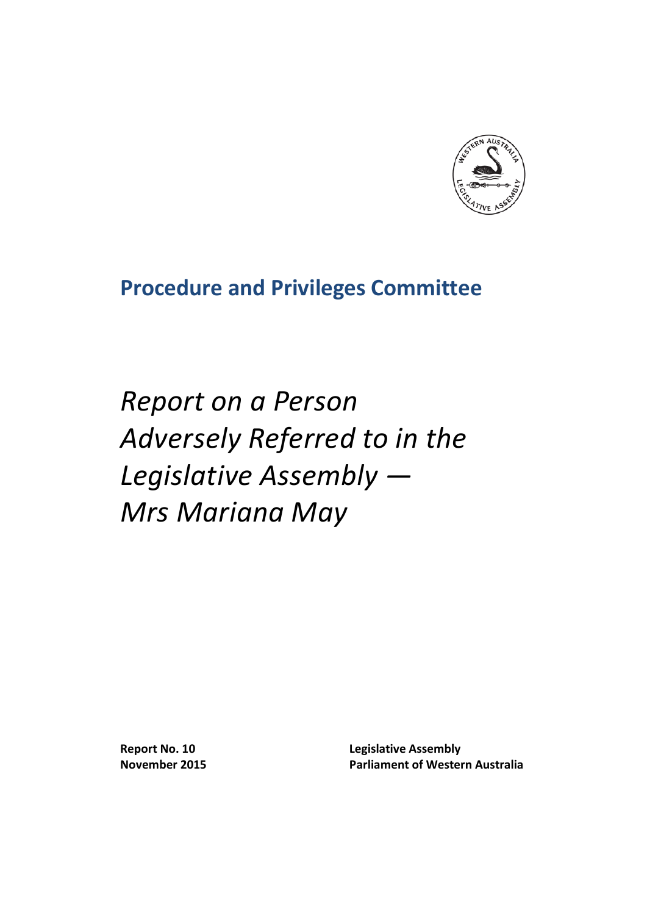## Procedure and Privileges Committee

# *Report on a Person Adversely Referred to in the Legislative Assembly — Mrs Mariana May*

**Report No. 10**
**November 2015**

**Legislative Assembly**
**Parliament of Western Australia**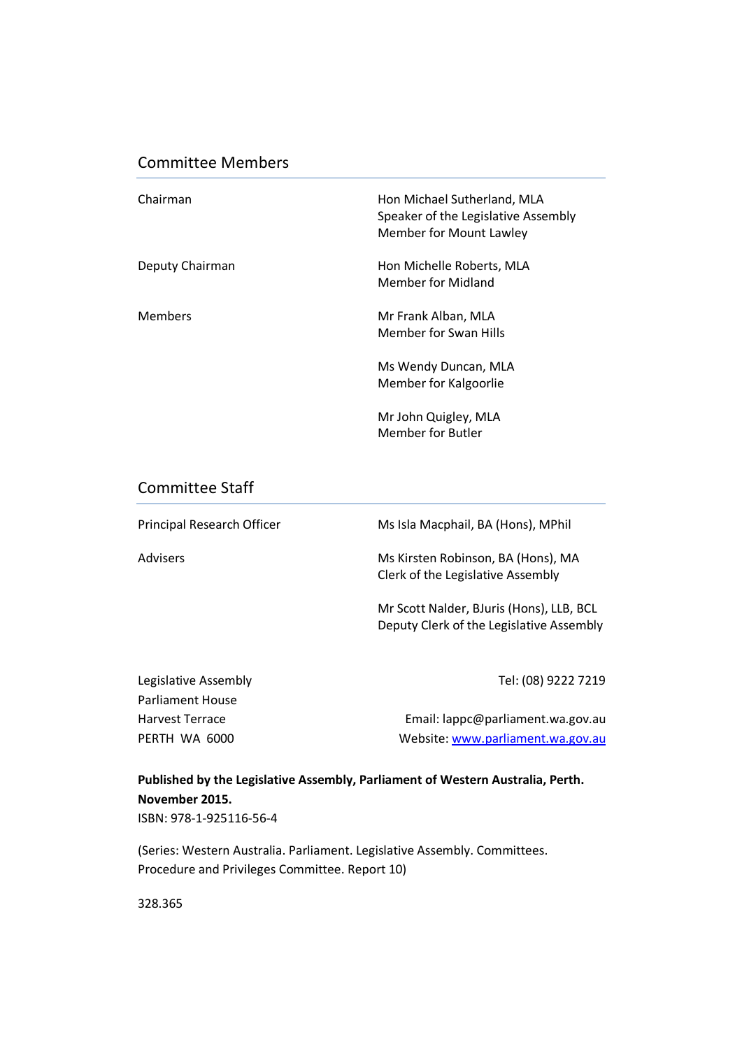## Committee Members

| | |
|---|---|
| Chairman | Hon Michael Sutherland, MLA<br>Speaker of the Legislative Assembly<br>Member for Mount Lawley |
| Deputy Chairman | Hon Michelle Roberts, MLA<br>Member for Midland |
| Members | Mr Frank Alban, MLA<br>Member for Swan Hills |
| | Ms Wendy Duncan, MLA<br>Member for Kalgoorlie |
| | Mr John Quigley, MLA<br>Member for Butler |

## Committee Staff

| | |
|---|---|
| Principal Research Officer | Ms Isla Macphail, BA (Hons), MPhil |
| Advisers | Ms Kirsten Robinson, BA (Hons), MA<br>Clerk of the Legislative Assembly |
| | Mr Scott Nalder, BJuris (Hons), LLB, BCL<br>Deputy Clerk of the Legislative Assembly |

Legislative Assembly
Parliament House
Harvest Terrace
PERTH WA 6000

Tel: (08) 9222 7219

Email: lappc@parliament.wa.gov.au
Website: www.parliament.wa.gov.au

**Published by the Legislative Assembly, Parliament of Western Australia, Perth.**
**November 2015.**
ISBN: 978-1-925116-56-4

(Series: Western Australia. Parliament. Legislative Assembly. Committees. Procedure and Privileges Committee. Report 10)

328.365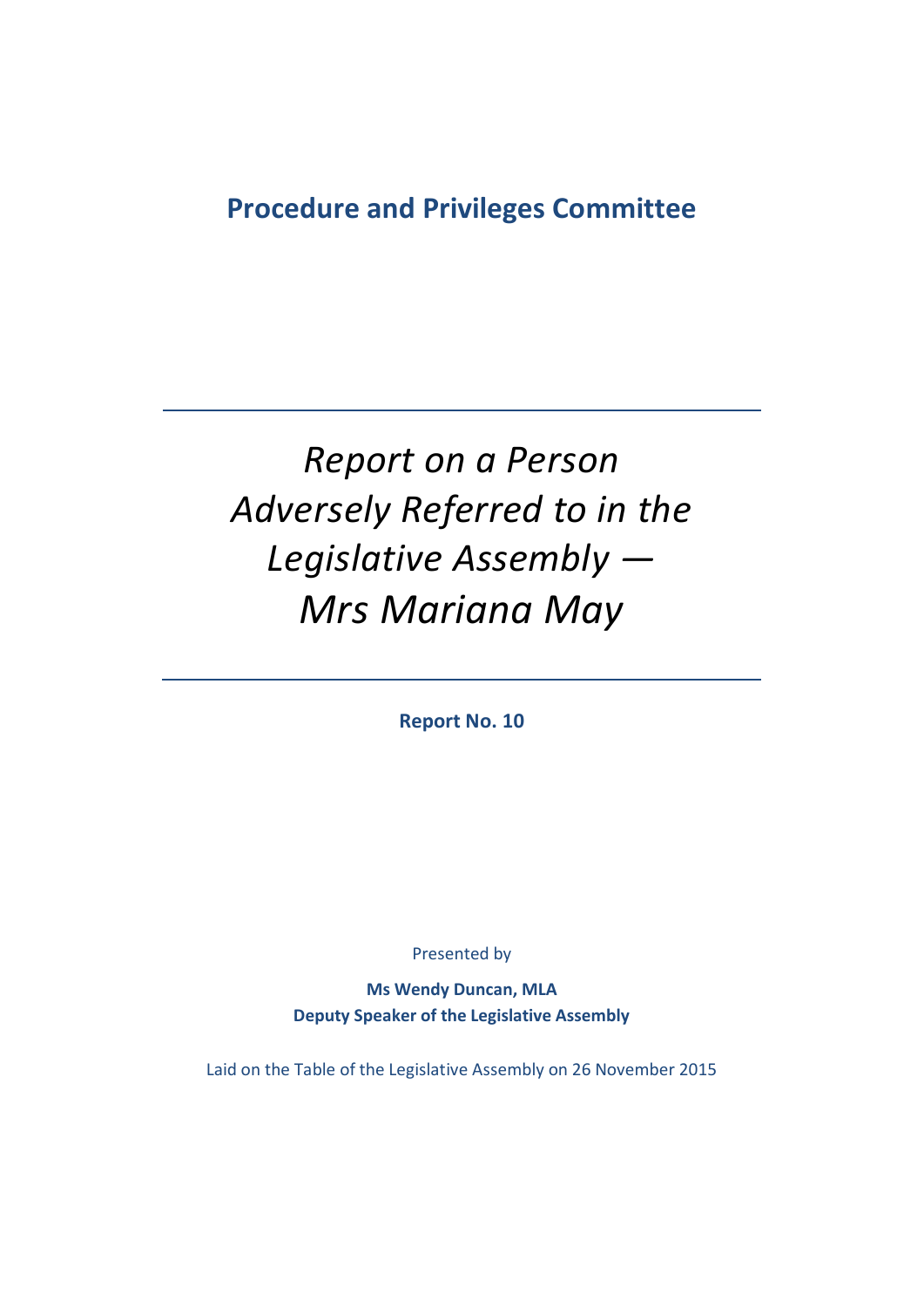**Procedure and Privileges Committee**

# *Report on a Person Adversely Referred to in the Legislative Assembly — Mrs Mariana May*

**Report No. 10**

Presented by

**Ms Wendy Duncan, MLA**
**Deputy Speaker of the Legislative Assembly**

Laid on the Table of the Legislative Assembly on 26 November 2015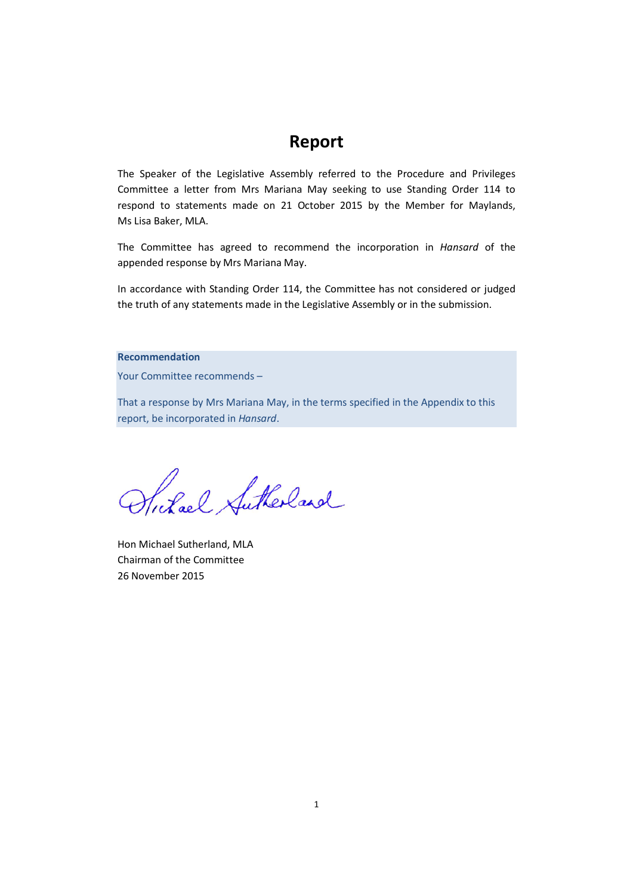# Report

The Speaker of the Legislative Assembly referred to the Procedure and Privileges Committee a letter from Mrs Mariana May seeking to use Standing Order 114 to respond to statements made on 21 October 2015 by the Member for Maylands, Ms Lisa Baker, MLA.

The Committee has agreed to recommend the incorporation in *Hansard* of the appended response by Mrs Mariana May.

In accordance with Standing Order 114, the Committee has not considered or judged the truth of any statements made in the Legislative Assembly or in the submission.

**Recommendation**

Your Committee recommends –

That a response by Mrs Mariana May, in the terms specified in the Appendix to this report, be incorporated in *Hansard*.

Hon Michael Sutherland, MLA
Chairman of the Committee
26 November 2015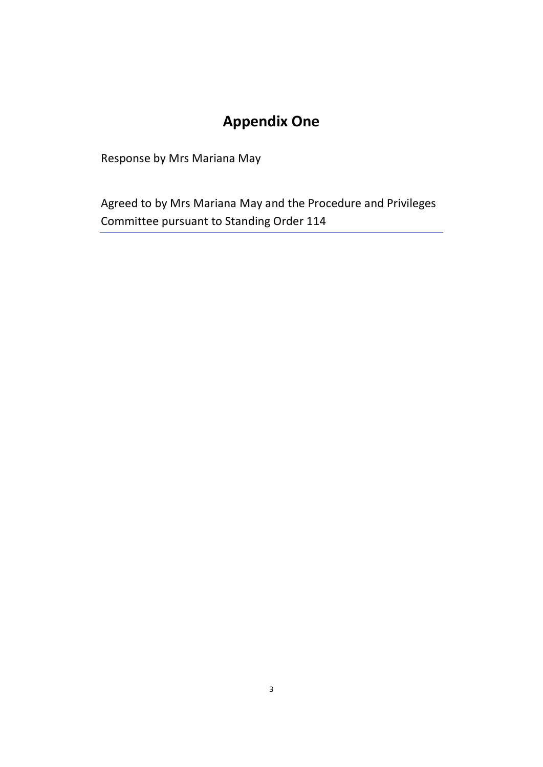# Appendix One

Response by Mrs Mariana May

Agreed to by Mrs Mariana May and the Procedure and Privileges Committee pursuant to Standing Order 114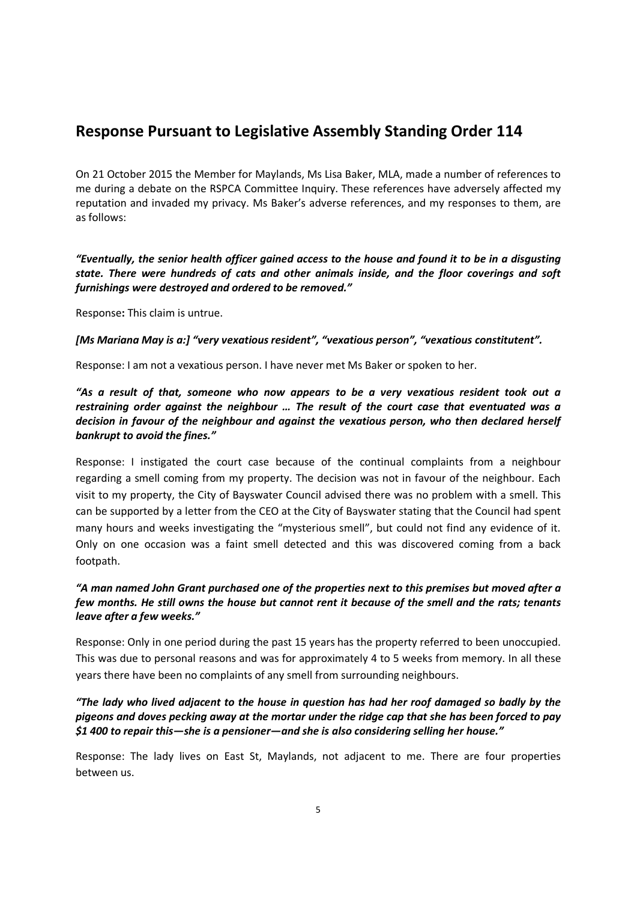## Response Pursuant to Legislative Assembly Standing Order 114

On 21 October 2015 the Member for Maylands, Ms Lisa Baker, MLA, made a number of references to me during a debate on the RSPCA Committee Inquiry. These references have adversely affected my reputation and invaded my privacy. Ms Baker's adverse references, and my responses to them, are as follows:

***"Eventually, the senior health officer gained access to the house and found it to be in a disgusting state. There were hundreds of cats and other animals inside, and the floor coverings and soft furnishings were destroyed and ordered to be removed."***

Response**:** This claim is untrue.

***[Ms Mariana May is a:] "very vexatious resident", "vexatious person", "vexatious constitutent".***

Response: I am not a vexatious person. I have never met Ms Baker or spoken to her.

***"As a result of that, someone who now appears to be a very vexatious resident took out a restraining order against the neighbour … The result of the court case that eventuated was a decision in favour of the neighbour and against the vexatious person, who then declared herself bankrupt to avoid the fines."***

Response: I instigated the court case because of the continual complaints from a neighbour regarding a smell coming from my property. The decision was not in favour of the neighbour. Each visit to my property, the City of Bayswater Council advised there was no problem with a smell. This can be supported by a letter from the CEO at the City of Bayswater stating that the Council had spent many hours and weeks investigating the "mysterious smell", but could not find any evidence of it. Only on one occasion was a faint smell detected and this was discovered coming from a back footpath.

***"A man named John Grant purchased one of the properties next to this premises but moved after a few months. He still owns the house but cannot rent it because of the smell and the rats; tenants leave after a few weeks."***

Response: Only in one period during the past 15 years has the property referred to been unoccupied. This was due to personal reasons and was for approximately 4 to 5 weeks from memory. In all these years there have been no complaints of any smell from surrounding neighbours.

***"The lady who lived adjacent to the house in question has had her roof damaged so badly by the pigeons and doves pecking away at the mortar under the ridge cap that she has been forced to pay $1 400 to repair this—she is a pensioner—and she is also considering selling her house."***

Response: The lady lives on East St, Maylands, not adjacent to me. There are four properties between us.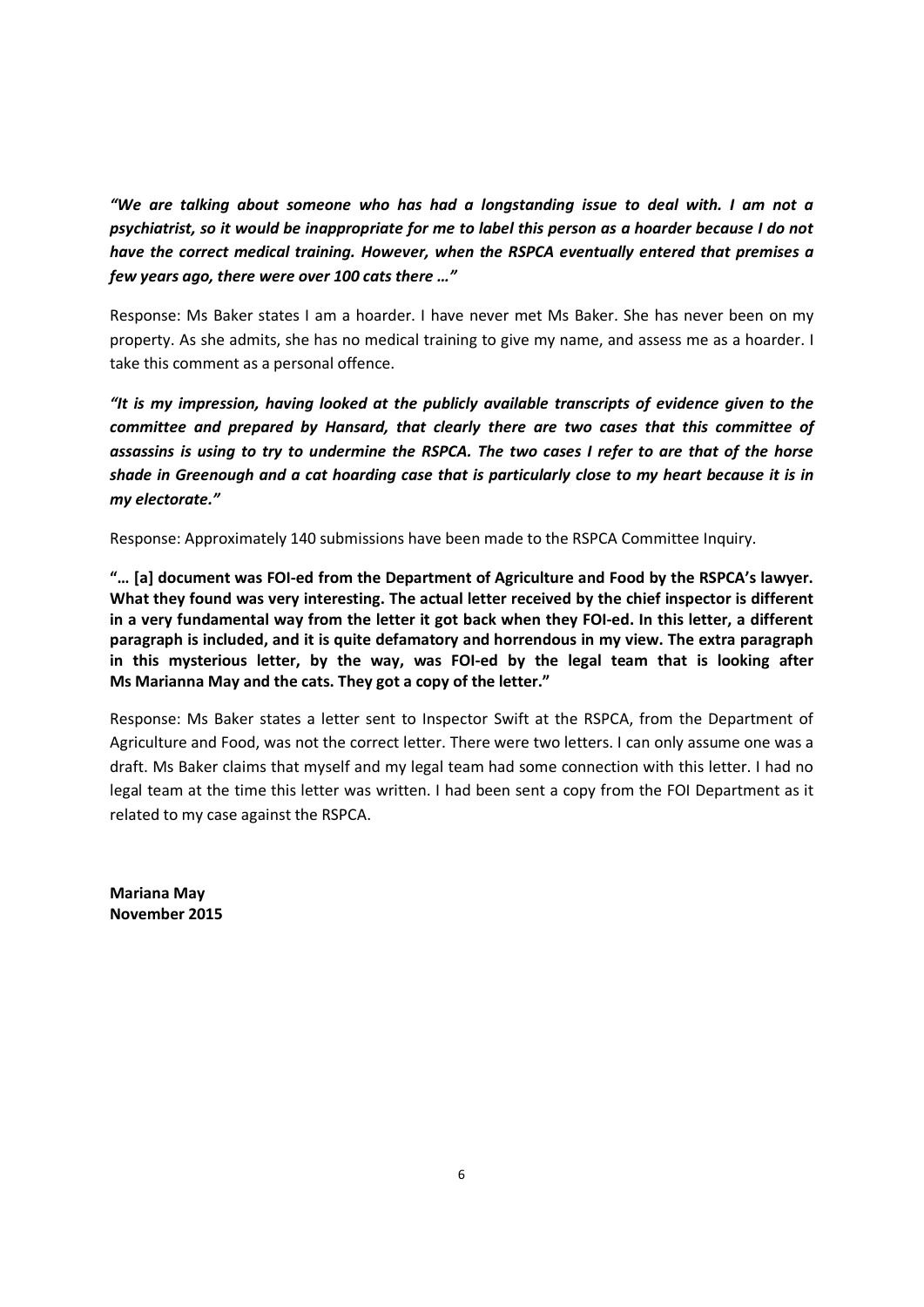***"We are talking about someone who has had a longstanding issue to deal with. I am not a psychiatrist, so it would be inappropriate for me to label this person as a hoarder because I do not have the correct medical training. However, when the RSPCA eventually entered that premises a few years ago, there were over 100 cats there …"***

Response: Ms Baker states I am a hoarder. I have never met Ms Baker. She has never been on my property. As she admits, she has no medical training to give my name, and assess me as a hoarder. I take this comment as a personal offence.

***"It is my impression, having looked at the publicly available transcripts of evidence given to the committee and prepared by Hansard, that clearly there are two cases that this committee of assassins is using to try to undermine the RSPCA. The two cases I refer to are that of the horse shade in Greenough and a cat hoarding case that is particularly close to my heart because it is in my electorate."***

Response: Approximately 140 submissions have been made to the RSPCA Committee Inquiry.

**"… [a] document was FOI-ed from the Department of Agriculture and Food by the RSPCA's lawyer. What they found was very interesting. The actual letter received by the chief inspector is different in a very fundamental way from the letter it got back when they FOI-ed. In this letter, a different paragraph is included, and it is quite defamatory and horrendous in my view. The extra paragraph in this mysterious letter, by the way, was FOI-ed by the legal team that is looking after Ms Marianna May and the cats. They got a copy of the letter."**

Response: Ms Baker states a letter sent to Inspector Swift at the RSPCA, from the Department of Agriculture and Food, was not the correct letter. There were two letters. I can only assume one was a draft. Ms Baker claims that myself and my legal team had some connection with this letter. I had no legal team at the time this letter was written. I had been sent a copy from the FOI Department as it related to my case against the RSPCA.

**Mariana May**
**November 2015**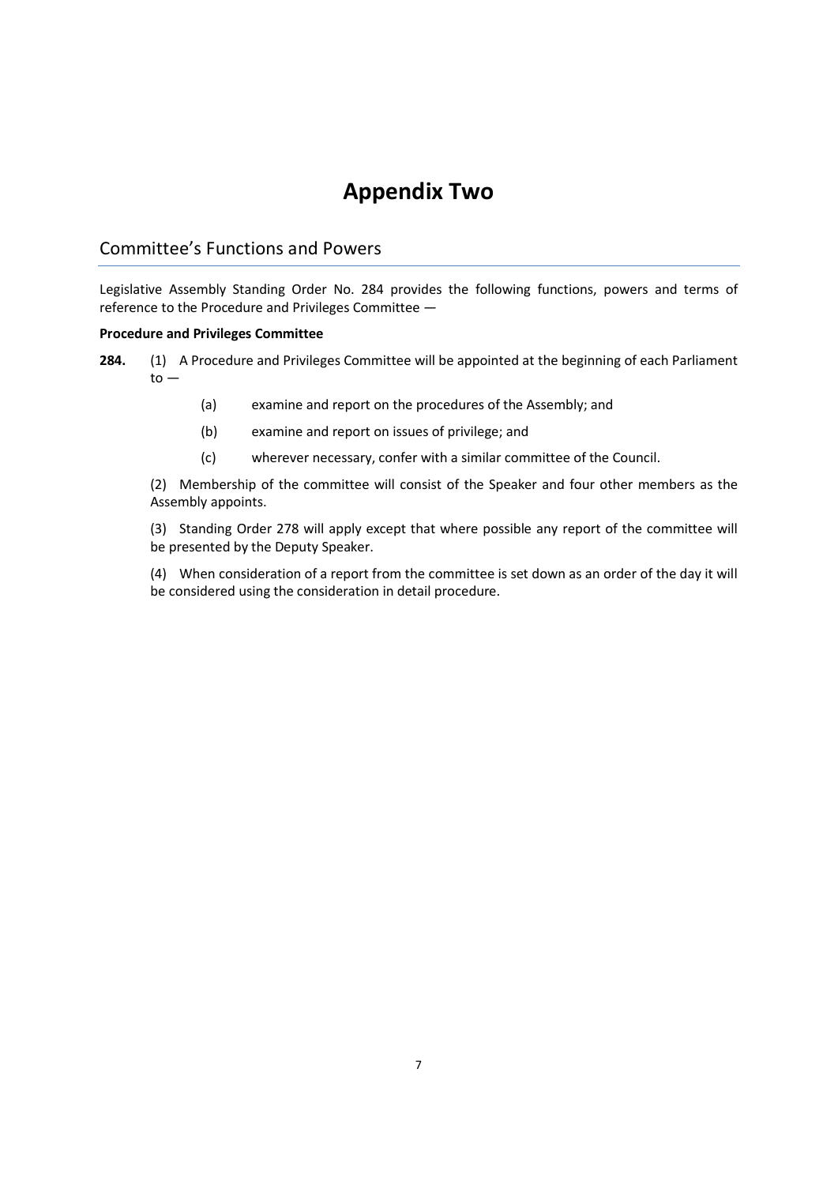# Appendix Two

## Committee's Functions and Powers

Legislative Assembly Standing Order No. 284 provides the following functions, powers and terms of reference to the Procedure and Privileges Committee —

**Procedure and Privileges Committee**

**284.** (1) A Procedure and Privileges Committee will be appointed at the beginning of each Parliament to —

(a) examine and report on the procedures of the Assembly; and

(b) examine and report on issues of privilege; and

(c) wherever necessary, confer with a similar committee of the Council.

(2) Membership of the committee will consist of the Speaker and four other members as the Assembly appoints.

(3) Standing Order 278 will apply except that where possible any report of the committee will be presented by the Deputy Speaker.

(4) When consideration of a report from the committee is set down as an order of the day it will be considered using the consideration in detail procedure.